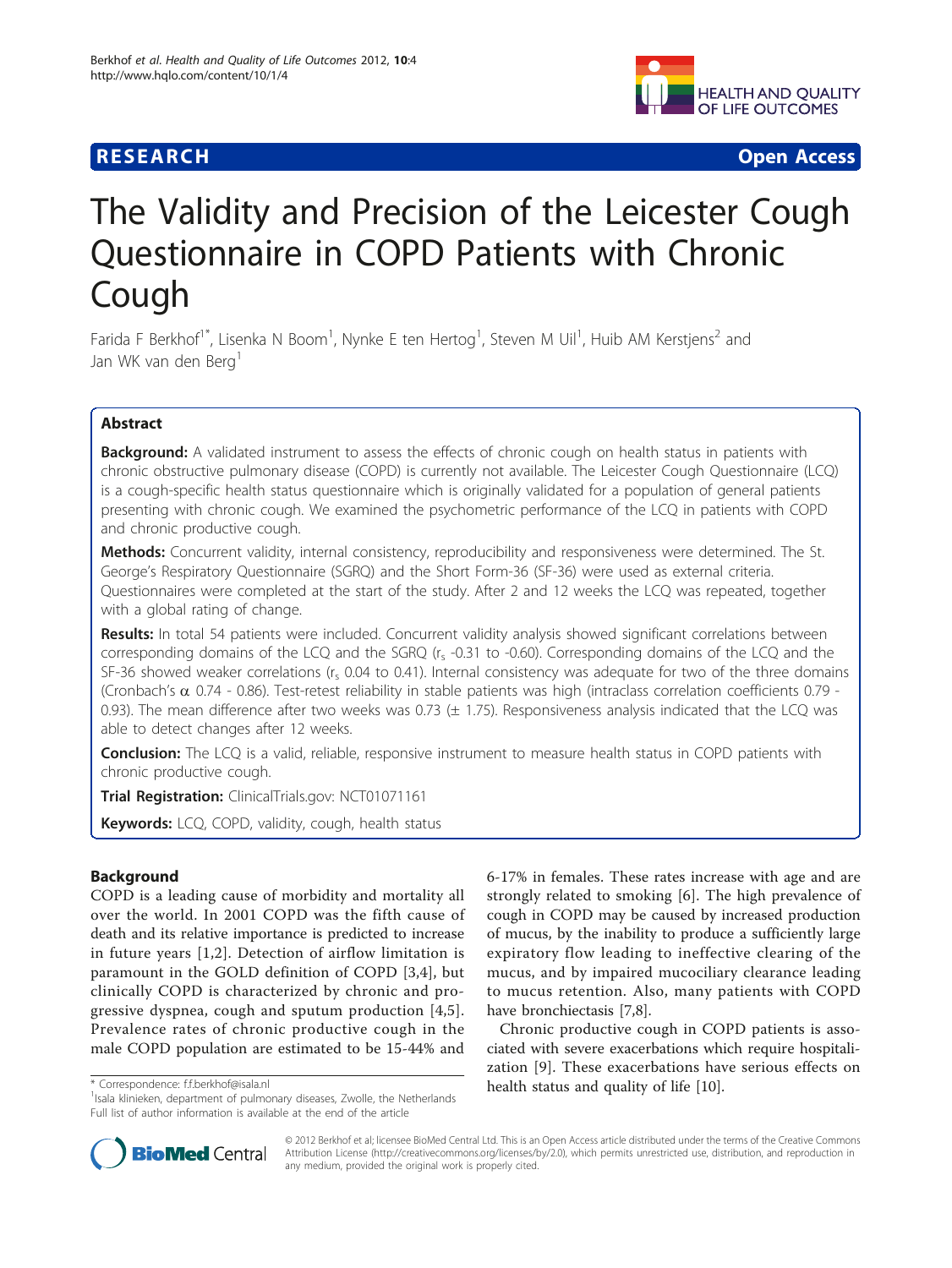RESEARCH Open Access

# The Validity and Precision of the Leicester Cough Questionnaire in COPD Patients with Chronic Cough

Farida F Berkhof[1*], Lisenka N Boom[1], Nynke E ten Hertog[1], Steven M Uil[1], Huib AM Kerstjens[2] and Jan WK van den Berg[1]

## Abstract

**Background:** A validated instrument to assess the effects of chronic cough on health status in patients with chronic obstructive pulmonary disease (COPD) is currently not available. The Leicester Cough Questionnaire (LCQ) is a cough-specific health status questionnaire which is originally validated for a population of general patients presenting with chronic cough. We examined the psychometric performance of the LCQ in patients with COPD and chronic productive cough.

**Methods:** Concurrent validity, internal consistency, reproducibility and responsiveness were determined. The St. George's Respiratory Questionnaire (SGRQ) and the Short Form-36 (SF-36) were used as external criteria. Questionnaires were completed at the start of the study. After 2 and 12 weeks the LCQ was repeated, together with a global rating of change.

**Results:** In total 54 patients were included. Concurrent validity analysis showed significant correlations between corresponding domains of the LCQ and the SGRQ ($r_s$ -0.31 to -0.60). Corresponding domains of the LCQ and the SF-36 showed weaker correlations ($r_s$ 0.04 to 0.41). Internal consistency was adequate for two of the three domains (Cronbach's $\alpha$ 0.74 - 0.86). Test-retest reliability in stable patients was high (intraclass correlation coefficients 0.79 - 0.93). The mean difference after two weeks was 0.73 ($\pm$ 1.75). Responsiveness analysis indicated that the LCQ was able to detect changes after 12 weeks.

**Conclusion:** The LCQ is a valid, reliable, responsive instrument to measure health status in COPD patients with chronic productive cough.

**Trial Registration:** ClinicalTrials.gov: NCT01071161

**Keywords:** LCQ, COPD, validity, cough, health status

## Background

COPD is a leading cause of morbidity and mortality all over the world. In 2001 COPD was the fifth cause of death and its relative importance is predicted to increase in future years [1,2]. Detection of airflow limitation is paramount in the GOLD definition of COPD [3,4], but clinically COPD is characterized by chronic and progressive dyspnea, cough and sputum production [4,5]. Prevalence rates of chronic productive cough in the male COPD population are estimated to be 15-44% and 6-17% in females. These rates increase with age and are strongly related to smoking [6]. The high prevalence of cough in COPD may be caused by increased production of mucus, by the inability to produce a sufficiently large expiratory flow leading to ineffective clearing of the mucus, and by impaired mucociliary clearance leading to mucus retention. Also, many patients with COPD have bronchiectasis [7,8].

Chronic productive cough in COPD patients is associated with severe exacerbations which require hospitalization [9]. These exacerbations have serious effects on health status and quality of life [10].

\* Correspondence: f.f.berkhof@isala.nl
[1]Isala klinieken, department of pulmonary diseases, Zwolle, the Netherlands
Full list of author information is available at the end of the article

© 2012 Berkhof et al; licensee BioMed Central Ltd. This is an Open Access article distributed under the terms of the Creative Commons Attribution License (http://creativecommons.org/licenses/by/2.0), which permits unrestricted use, distribution, and reproduction in any medium, provided the original work is properly cited.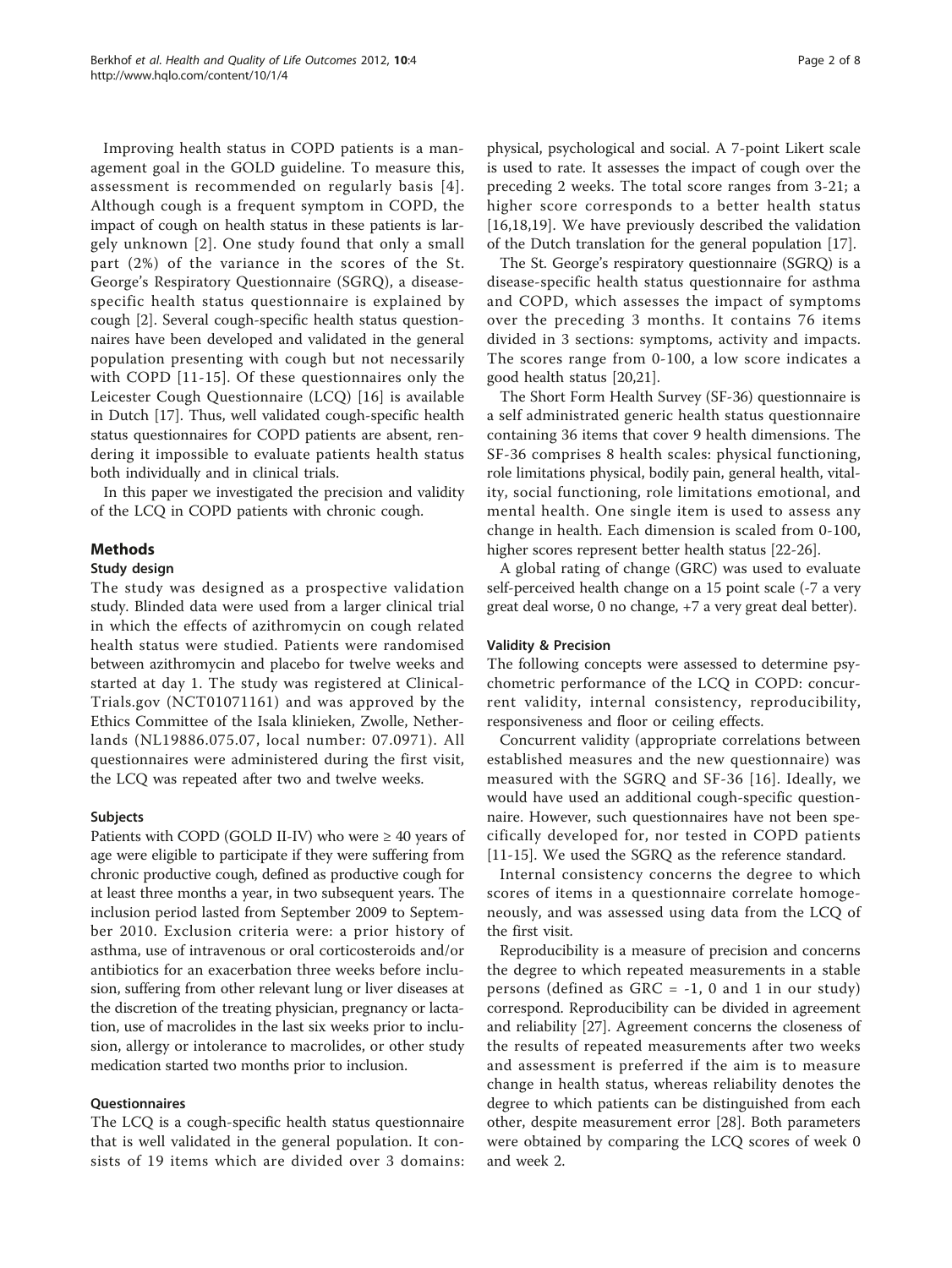Improving health status in COPD patients is a management goal in the GOLD guideline. To measure this, assessment is recommended on regularly basis [4]. Although cough is a frequent symptom in COPD, the impact of cough on health status in these patients is largely unknown [2]. One study found that only a small part (2%) of the variance in the scores of the St. George's Respiratory Questionnaire (SGRQ), a disease-specific health status questionnaire is explained by cough [2]. Several cough-specific health status questionnaires have been developed and validated in the general population presenting with cough but not necessarily with COPD [11-15]. Of these questionnaires only the Leicester Cough Questionnaire (LCQ) [16] is available in Dutch [17]. Thus, well validated cough-specific health status questionnaires for COPD patients are absent, rendering it impossible to evaluate patients health status both individually and in clinical trials.

In this paper we investigated the precision and validity of the LCQ in COPD patients with chronic cough.

## Methods

### Study design

The study was designed as a prospective validation study. Blinded data were used from a larger clinical trial in which the effects of azithromycin on cough related health status were studied. Patients were randomised between azithromycin and placebo for twelve weeks and started at day 1. The study was registered at ClinicalTrials.gov (NCT01071161) and was approved by the Ethics Committee of the Isala klinieken, Zwolle, Netherlands (NL19886.075.07, local number: 07.0971). All questionnaires were administered during the first visit, the LCQ was repeated after two and twelve weeks.

### Subjects

Patients with COPD (GOLD II-IV) who were ≥ 40 years of age were eligible to participate if they were suffering from chronic productive cough, defined as productive cough for at least three months a year, in two subsequent years. The inclusion period lasted from September 2009 to September 2010. Exclusion criteria were: a prior history of asthma, use of intravenous or oral corticosteroids and/or antibiotics for an exacerbation three weeks before inclusion, suffering from other relevant lung or liver diseases at the discretion of the treating physician, pregnancy or lactation, use of macrolides in the last six weeks prior to inclusion, allergy or intolerance to macrolides, or other study medication started two months prior to inclusion.

### Questionnaires

The LCQ is a cough-specific health status questionnaire that is well validated in the general population. It consists of 19 items which are divided over 3 domains: physical, psychological and social. A 7-point Likert scale is used to rate. It assesses the impact of cough over the preceding 2 weeks. The total score ranges from 3-21; a higher score corresponds to a better health status [16,18,19]. We have previously described the validation of the Dutch translation for the general population [17].

The St. George's respiratory questionnaire (SGRQ) is a disease-specific health status questionnaire for asthma and COPD, which assesses the impact of symptoms over the preceding 3 months. It contains 76 items divided in 3 sections: symptoms, activity and impacts. The scores range from 0-100, a low score indicates a good health status [20,21].

The Short Form Health Survey (SF-36) questionnaire is a self administrated generic health status questionnaire containing 36 items that cover 9 health dimensions. The SF-36 comprises 8 health scales: physical functioning, role limitations physical, bodily pain, general health, vitality, social functioning, role limitations emotional, and mental health. One single item is used to assess any change in health. Each dimension is scaled from 0-100, higher scores represent better health status [22-26].

A global rating of change (GRC) was used to evaluate self-perceived health change on a 15 point scale (-7 a very great deal worse, 0 no change, +7 a very great deal better).

### Validity & Precision

The following concepts were assessed to determine psychometric performance of the LCQ in COPD: concurrent validity, internal consistency, reproducibility, responsiveness and floor or ceiling effects.

Concurrent validity (appropriate correlations between established measures and the new questionnaire) was measured with the SGRQ and SF-36 [16]. Ideally, we would have used an additional cough-specific questionnaire. However, such questionnaires have not been specifically developed for, nor tested in COPD patients [11-15]. We used the SGRQ as the reference standard.

Internal consistency concerns the degree to which scores of items in a questionnaire correlate homogeneously, and was assessed using data from the LCQ of the first visit.

Reproducibility is a measure of precision and concerns the degree to which repeated measurements in a stable persons (defined as GRC = -1, 0 and 1 in our study) correspond. Reproducibility can be divided in agreement and reliability [27]. Agreement concerns the closeness of the results of repeated measurements after two weeks and assessment is preferred if the aim is to measure change in health status, whereas reliability denotes the degree to which patients can be distinguished from each other, despite measurement error [28]. Both parameters were obtained by comparing the LCQ scores of week 0 and week 2.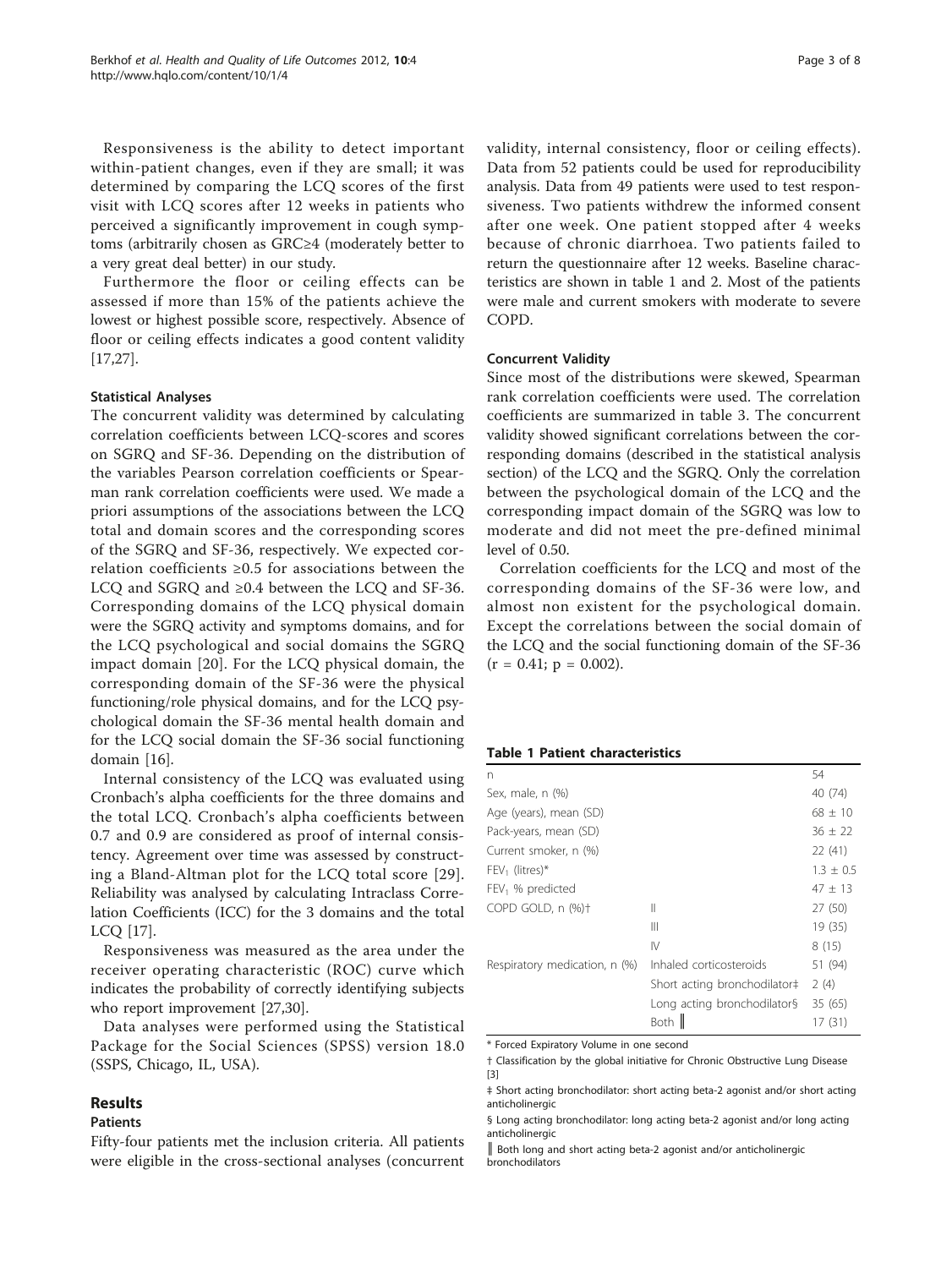Responsiveness is the ability to detect important within-patient changes, even if they are small; it was determined by comparing the LCQ scores of the first visit with LCQ scores after 12 weeks in patients who perceived a significantly improvement in cough symptoms (arbitrarily chosen as GRC≥4 (moderately better to a very great deal better) in our study.

Furthermore the floor or ceiling effects can be assessed if more than 15% of the patients achieve the lowest or highest possible score, respectively. Absence of floor or ceiling effects indicates a good content validity [17,27].

### Statistical Analyses

The concurrent validity was determined by calculating correlation coefficients between LCQ-scores and scores on SGRQ and SF-36. Depending on the distribution of the variables Pearson correlation coefficients or Spearman rank correlation coefficients were used. We made a priori assumptions of the associations between the LCQ total and domain scores and the corresponding scores of the SGRQ and SF-36, respectively. We expected correlation coefficients ≥0.5 for associations between the LCQ and SGRQ and ≥0.4 between the LCQ and SF-36. Corresponding domains of the LCQ physical domain were the SGRQ activity and symptoms domains, and for the LCQ psychological and social domains the SGRQ impact domain [20]. For the LCQ physical domain, the corresponding domain of the SF-36 were the physical functioning/role physical domains, and for the LCQ psychological domain the SF-36 mental health domain and for the LCQ social domain the SF-36 social functioning domain [16].

Internal consistency of the LCQ was evaluated using Cronbach's alpha coefficients for the three domains and the total LCQ. Cronbach's alpha coefficients between 0.7 and 0.9 are considered as proof of internal consistency. Agreement over time was assessed by constructing a Bland-Altman plot for the LCQ total score [29]. Reliability was analysed by calculating Intraclass Correlation Coefficients (ICC) for the 3 domains and the total LCQ [17].

Responsiveness was measured as the area under the receiver operating characteristic (ROC) curve which indicates the probability of correctly identifying subjects who report improvement [27,30].

Data analyses were performed using the Statistical Package for the Social Sciences (SPSS) version 18.0 (SSPS, Chicago, IL, USA).

## Results

### Patients

Fifty-four patients met the inclusion criteria. All patients were eligible in the cross-sectional analyses (concurrent validity, internal consistency, floor or ceiling effects). Data from 52 patients could be used for reproducibility analysis. Data from 49 patients were used to test responsiveness. Two patients withdrew the informed consent after one week. One patient stopped after 4 weeks because of chronic diarrhoea. Two patients failed to return the questionnaire after 12 weeks. Baseline characteristics are shown in table 1 and 2. Most of the patients were male and current smokers with moderate to severe COPD.

### Concurrent Validity

Since most of the distributions were skewed, Spearman rank correlation coefficients were used. The correlation coefficients are summarized in table 3. The concurrent validity showed significant correlations between the corresponding domains (described in the statistical analysis section) of the LCQ and the SGRQ. Only the correlation between the psychological domain of the LCQ and the corresponding impact domain of the SGRQ was low to moderate and did not meet the pre-defined minimal level of 0.50.

Correlation coefficients for the LCQ and most of the corresponding domains of the SF-36 were low, and almost non existent for the psychological domain. Except the correlations between the social domain of the LCQ and the social functioning domain of the SF-36 ($r = 0.41$; $p = 0.002$).

**Table 1 Patient characteristics**

| | | |
|---|---|---|
| n | | 54 |
| Sex, male, n (%) | | 40 (74) |
| Age (years), mean (SD) | | 68 ± 10 |
| Pack-years, mean (SD) | | 36 ± 22 |
| Current smoker, n (%) | | 22 (41) |
| $FEV_1$ (litres)* | | 1.3 ± 0.5 |
| $FEV_1$ % predicted | | 47 ± 13 |
| COPD GOLD, n (%)† | II | 27 (50) |
| | III | 19 (35) |
| | IV | 8 (15) |
| Respiratory medication, n (%) | Inhaled corticosteroids | 51 (94) |
| | Short acting bronchodilator‡ | 2 (4) |
| | Long acting bronchodilator§ | 35 (65) |
| | Both ‖ | 17 (31) |

\* Forced Expiratory Volume in one second

† Classification by the global initiative for Chronic Obstructive Lung Disease [3]

‡ Short acting bronchodilator: short acting beta-2 agonist and/or short acting anticholinergic

§ Long acting bronchodilator: long acting beta-2 agonist and/or long acting anticholinergic

‖ Both long and short acting beta-2 agonist and/or anticholinergic bronchodilators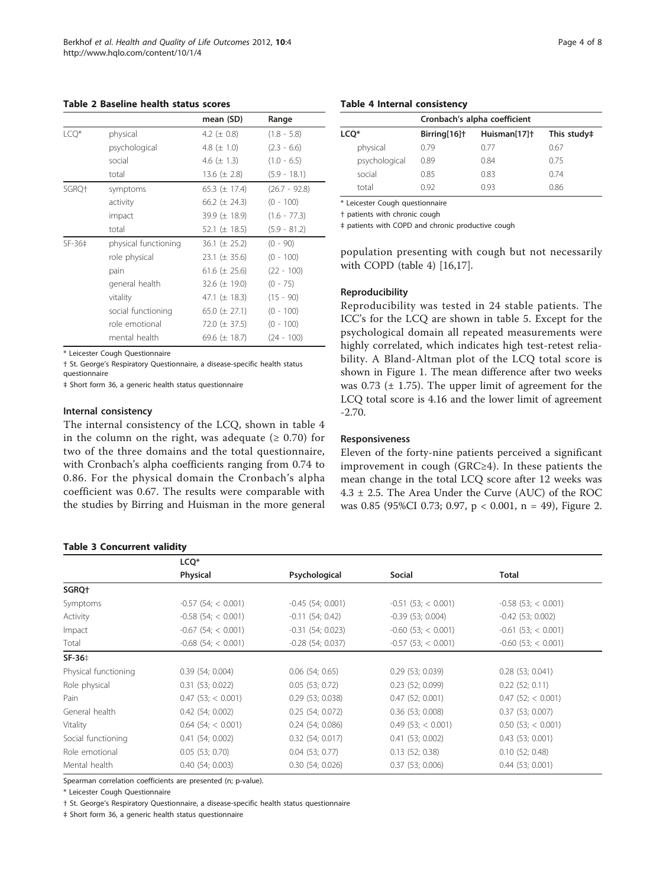**Table 2 Baseline health status scores**

| | | mean (SD) | Range |
|---|---|---|---|
| LCQ* | physical | 4.2 (± 0.8) | (1.8 - 5.8) |
| | psychological | 4.8 (± 1.0) | (2.3 - 6.6) |
| | social | 4.6 (± 1.3) | (1.0 - 6.5) |
| | total | 13.6 (± 2.8) | (5.9 - 18.1) |
| SGRQ† | symptoms | 65.3 (± 17.4) | (26.7 - 92.8) |
| | activity | 66.2 (± 24.3) | (0 - 100) |
| | impact | 39.9 (± 18.9) | (1.6 - 77.3) |
| | total | 52.1 (± 18.5) | (5.9 - 81.2) |
| SF-36‡ | physical functioning | 36.1 (± 25.2) | (0 - 90) |
| | role physical | 23.1 (± 35.6) | (0 - 100) |
| | pain | 61.6 (± 25.6) | (22 - 100) |
| | general health | 32.6 (± 19.0) | (0 - 75) |
| | vitality | 47.1 (± 18.3) | (15 - 90) |
| | social functioning | 65.0 (± 27.1) | (0 - 100) |
| | role emotional | 72.0 (± 37.5) | (0 - 100) |
| | mental health | 69.6 (± 18.7) | (24 - 100) |

* Leicester Cough Questionnaire

† St. George's Respiratory Questionnaire, a disease-specific health status questionnaire

‡ Short form 36, a generic health status questionnaire

### Internal consistency

The internal consistency of the LCQ, shown in table 4 in the column on the right, was adequate (≥ 0.70) for two of the three domains and the total questionnaire, with Cronbach's alpha coefficients ranging from 0.74 to 0.86. For the physical domain the Cronbach's alpha coefficient was 0.67. The results were comparable with the studies by Birring and Huisman in the more general population presenting with cough but not necessarily with COPD (table 4) [16,17].

**Table 4 Internal consistency**

| | Cronbach's alpha coefficient | | |
|---|---|---|---|
| LCQ* | Birring[16]† | Huisman[17]† | This study‡ |
| physical | 0.79 | 0.77 | 0.67 |
| psychological | 0.89 | 0.84 | 0.75 |
| social | 0.85 | 0.83 | 0.74 |
| total | 0.92 | 0.93 | 0.86 |

* Leicester Cough questionnaire

† patients with chronic cough

‡ patients with COPD and chronic productive cough

### Reproducibility

Reproducibility was tested in 24 stable patients. The ICC's for the LCQ are shown in table 5. Except for the psychological domain all repeated measurements were highly correlated, which indicates high test-retest reliability. A Bland-Altman plot of the LCQ total score is shown in Figure 1. The mean difference after two weeks was 0.73 (± 1.75). The upper limit of agreement for the LCQ total score is 4.16 and the lower limit of agreement -2.70.

### Responsiveness

Eleven of the forty-nine patients perceived a significant improvement in cough (GRC≥4). In these patients the mean change in the total LCQ score after 12 weeks was 4.3 ± 2.5. The Area Under the Curve (AUC) of the ROC was 0.85 (95%CI 0.73; 0.97, $p < 0.001$, n = 49), Figure 2.

**Table 3 Concurrent validity**

| | LCQ* | | | |
|---|---|---|---|---|
| | Physical | Psychological | Social | Total |
| **SGRQ†** | | | | |
| Symptoms | -0.57 (54; < 0.001) | -0.45 (54; 0.001) | -0.51 (53; < 0.001) | -0.58 (53; < 0.001) |
| Activity | -0.58 (54; < 0.001) | -0.11 (54; 0.42) | -0.39 (53; 0.004) | -0.42 (53; 0.002) |
| Impact | -0.67 (54; < 0.001) | -0.31 (54; 0.023) | -0.60 (53; < 0.001) | -0.61 (53; < 0.001) |
| Total | -0.68 (54; < 0.001) | -0.28 (54; 0.037) | -0.57 (53; < 0.001) | -0.60 (53; < 0.001) |
| **SF-36‡** | | | | |
| Physical functioning | 0.39 (54; 0.004) | 0.06 (54; 0.65) | 0.29 (53; 0.039) | 0.28 (53; 0.041) |
| Role physical | 0.31 (53; 0.022) | 0.05 (53; 0.72) | 0.23 (52; 0.099) | 0.22 (52; 0.11) |
| Pain | 0.47 (53; < 0.001) | 0.29 (53; 0.038) | 0.47 (52; 0.001) | 0.47 (52; < 0.001) |
| General health | 0.42 (54; 0.002) | 0.25 (54; 0.072) | 0.36 (53; 0.008) | 0.37 (53; 0.007) |
| Vitality | 0.64 (54; < 0.001) | 0.24 (54; 0.086) | 0.49 (53; < 0.001) | 0.50 (53; < 0.001) |
| Social functioning | 0.41 (54; 0.002) | 0.32 (54; 0.017) | 0.41 (53; 0.002) | 0.43 (53; 0.001) |
| Role emotional | 0.05 (53; 0.70) | 0.04 (53; 0.77) | 0.13 (52; 0.38) | 0.10 (52; 0.48) |
| Mental health | 0.40 (54; 0.003) | 0.30 (54; 0.026) | 0.37 (53; 0.006) | 0.44 (53; 0.001) |

Spearman correlation coefficients are presented (n; p-value).

* Leicester Cough Questionnaire

† St. George's Respiratory Questionnaire, a disease-specific health status questionnaire

‡ Short form 36, a generic health status questionnaire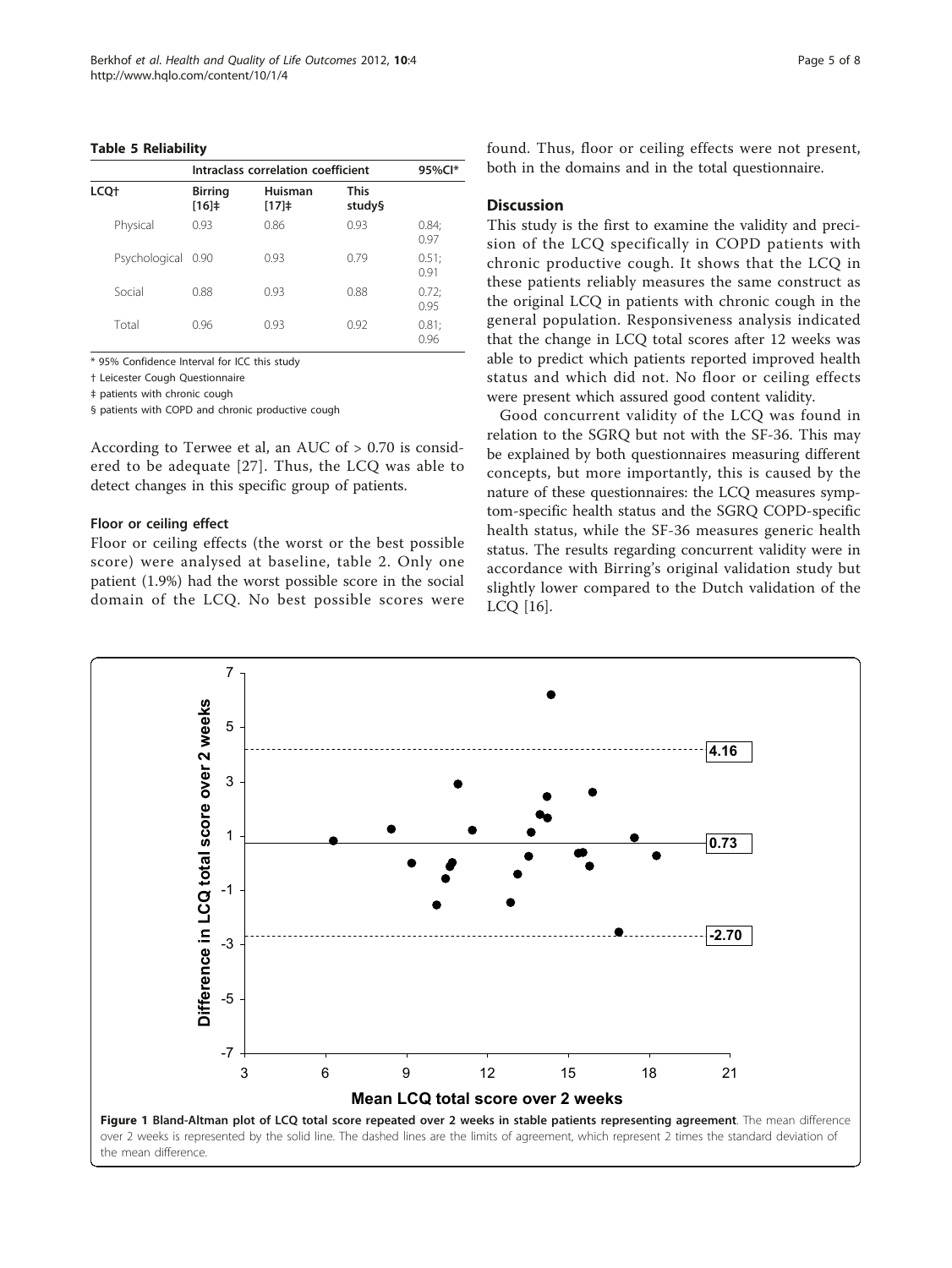**Table 5 Reliability**

| LCQ† | Intraclass correlation coefficient | | | 95%CI* |
|---|---|---|---|---|
| | Birring [16]‡ | Huisman [17]‡ | This study§ | |
| Physical | 0.93 | 0.86 | 0.93 | 0.84; 0.97 |
| Psychological | 0.90 | 0.93 | 0.79 | 0.51; 0.91 |
| Social | 0.88 | 0.93 | 0.88 | 0.72; 0.95 |
| Total | 0.96 | 0.93 | 0.92 | 0.81; 0.96 |

\* 95% Confidence Interval for ICC this study

† Leicester Cough Questionnaire

‡ patients with chronic cough

§ patients with COPD and chronic productive cough

According to Terwee et al, an AUC of > 0.70 is considered to be adequate [27]. Thus, the LCQ was able to detect changes in this specific group of patients.

### Floor or ceiling effect

Floor or ceiling effects (the worst or the best possible score) were analysed at baseline, table 2. Only one patient (1.9%) had the worst possible score in the social domain of the LCQ. No best possible scores were found. Thus, floor or ceiling effects were not present, both in the domains and in the total questionnaire.

## Discussion

This study is the first to examine the validity and precision of the LCQ specifically in COPD patients with chronic productive cough. It shows that the LCQ in these patients reliably measures the same construct as the original LCQ in patients with chronic cough in the general population. Responsiveness analysis indicated that the change in LCQ total scores after 12 weeks was able to predict which patients reported improved health status and which did not. No floor or ceiling effects were present which assured good content validity.

Good concurrent validity of the LCQ was found in relation to the SGRQ but not with the SF-36. This may be explained by both questionnaires measuring different concepts, but more importantly, this is caused by the nature of these questionnaires: the LCQ measures symptom-specific health status and the SGRQ COPD-specific health status, while the SF-36 measures generic health status. The results regarding concurrent validity were in accordance with Birring's original validation study but slightly lower compared to the Dutch validation of the LCQ [16].

**Figure 1 Bland-Altman plot of LCQ total score repeated over 2 weeks in stable patients representing agreement**. The mean difference over 2 weeks is represented by the solid line. The dashed lines are the limits of agreement, which represent 2 times the standard deviation of the mean difference.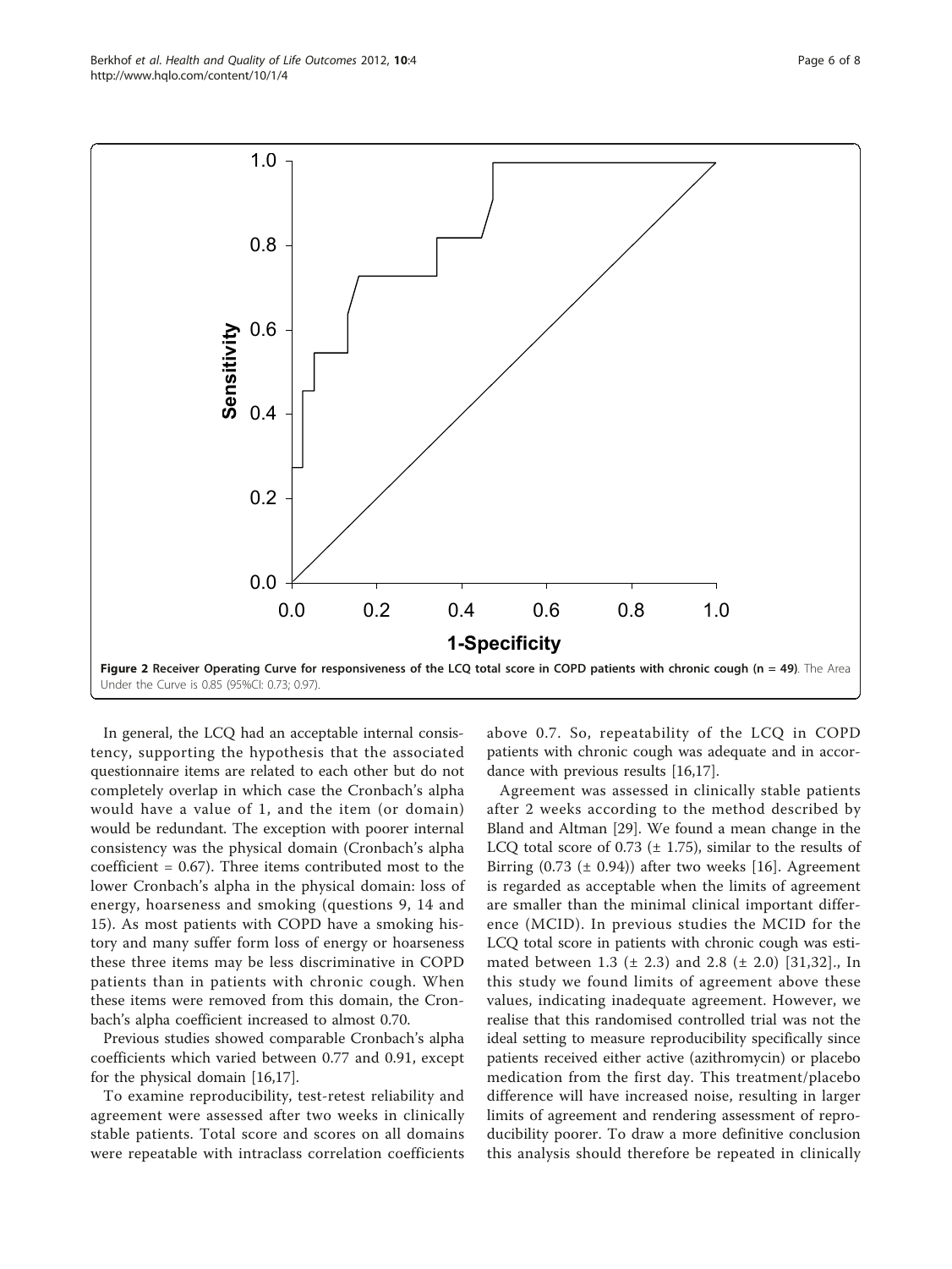**Figure 2 Receiver Operating Curve for responsiveness of the LCQ total score in COPD patients with chronic cough (n = 49)**. The Area Under the Curve is 0.85 (95%CI: 0.73; 0.97).

In general, the LCQ had an acceptable internal consistency, supporting the hypothesis that the associated questionnaire items are related to each other but do not completely overlap in which case the Cronbach's alpha would have a value of 1, and the item (or domain) would be redundant. The exception with poorer internal consistency was the physical domain (Cronbach's alpha coefficient = 0.67). Three items contributed most to the lower Cronbach's alpha in the physical domain: loss of energy, hoarseness and smoking (questions 9, 14 and 15). As most patients with COPD have a smoking history and many suffer form loss of energy or hoarseness these three items may be less discriminative in COPD patients than in patients with chronic cough. When these items were removed from this domain, the Cronbach's alpha coefficient increased to almost 0.70.

Previous studies showed comparable Cronbach's alpha coefficients which varied between 0.77 and 0.91, except for the physical domain [16,17].

To examine reproducibility, test-retest reliability and agreement were assessed after two weeks in clinically stable patients. Total score and scores on all domains were repeatable with intraclass correlation coefficients above 0.7. So, repeatability of the LCQ in COPD patients with chronic cough was adequate and in accordance with previous results [16,17].

Agreement was assessed in clinically stable patients after 2 weeks according to the method described by Bland and Altman [29]. We found a mean change in the LCQ total score of 0.73 (± 1.75), similar to the results of Birring (0.73 (± 0.94)) after two weeks [16]. Agreement is regarded as acceptable when the limits of agreement are smaller than the minimal clinical important difference (MCID). In previous studies the MCID for the LCQ total score in patients with chronic cough was estimated between 1.3 (± 2.3) and 2.8 (± 2.0) [31,32]., In this study we found limits of agreement above these values, indicating inadequate agreement. However, we realise that this randomised controlled trial was not the ideal setting to measure reproducibility specifically since patients received either active (azithromycin) or placebo medication from the first day. This treatment/placebo difference will have increased noise, resulting in larger limits of agreement and rendering assessment of reproducibility poorer. To draw a more definitive conclusion this analysis should therefore be repeated in clinically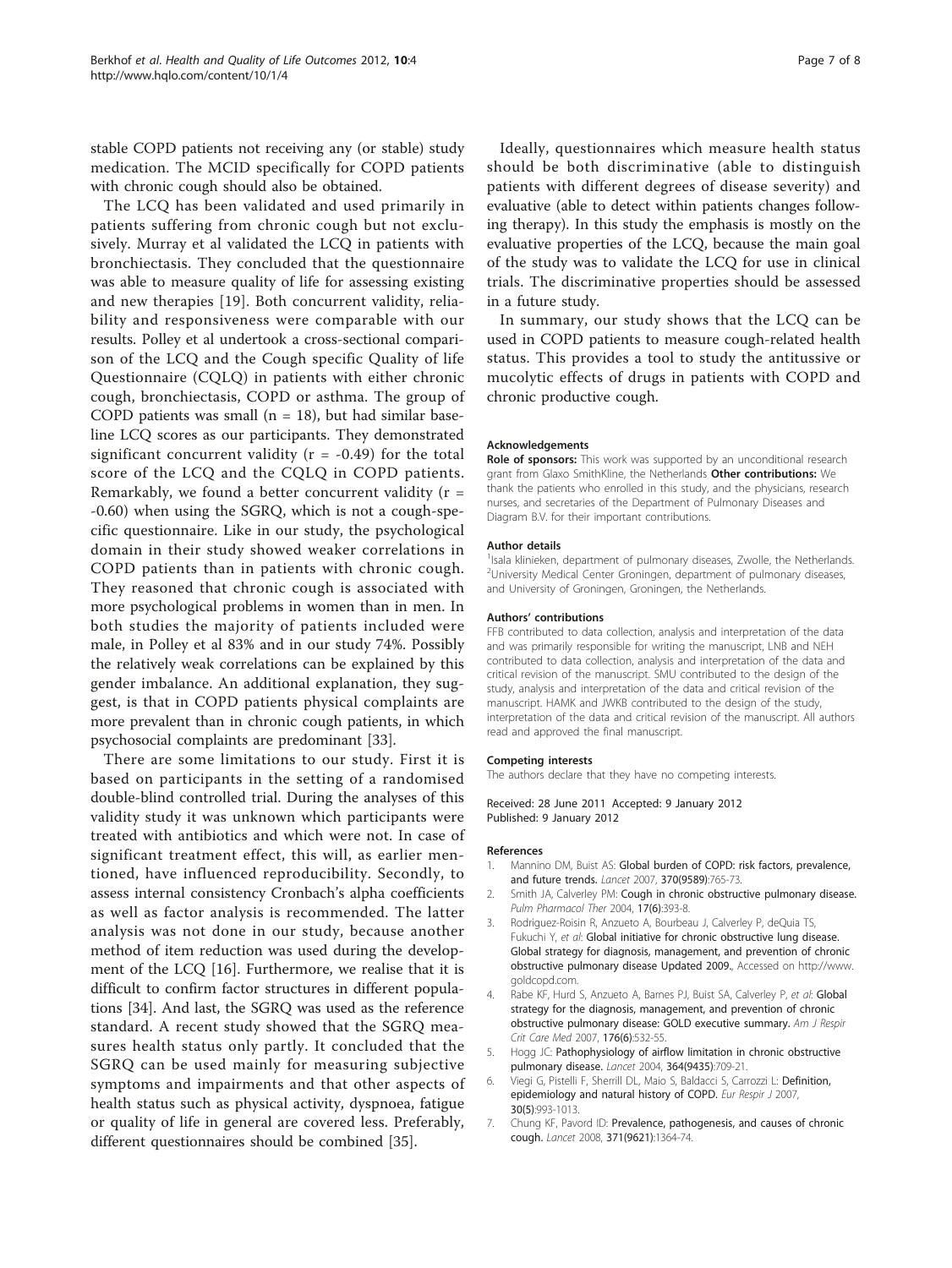stable COPD patients not receiving any (or stable) study medication. The MCID specifically for COPD patients with chronic cough should also be obtained.

The LCQ has been validated and used primarily in patients suffering from chronic cough but not exclusively. Murray et al validated the LCQ in patients with bronchiectasis. They concluded that the questionnaire was able to measure quality of life for assessing existing and new therapies [19]. Both concurrent validity, reliability and responsiveness were comparable with our results. Polley et al undertook a cross-sectional comparison of the LCQ and the Cough specific Quality of life Questionnaire (CQLQ) in patients with either chronic cough, bronchiectasis, COPD or asthma. The group of COPD patients was small (n = 18), but had similar baseline LCQ scores as our participants. They demonstrated significant concurrent validity (r = -0.49) for the total score of the LCQ and the CQLQ in COPD patients. Remarkably, we found a better concurrent validity (r = -0.60) when using the SGRQ, which is not a cough-specific questionnaire. Like in our study, the psychological domain in their study showed weaker correlations in COPD patients than in patients with chronic cough. They reasoned that chronic cough is associated with more psychological problems in women than in men. In both studies the majority of patients included were male, in Polley et al 83% and in our study 74%. Possibly the relatively weak correlations can be explained by this gender imbalance. An additional explanation, they suggest, is that in COPD patients physical complaints are more prevalent than in chronic cough patients, in which psychosocial complaints are predominant [33].

There are some limitations to our study. First it is based on participants in the setting of a randomised double-blind controlled trial. During the analyses of this validity study it was unknown which participants were treated with antibiotics and which were not. In case of significant treatment effect, this will, as earlier mentioned, have influenced reproducibility. Secondly, to assess internal consistency Cronbach's alpha coefficients as well as factor analysis is recommended. The latter analysis was not done in our study, because another method of item reduction was used during the development of the LCQ [16]. Furthermore, we realise that it is difficult to confirm factor structures in different populations [34]. And last, the SGRQ was used as the reference standard. A recent study showed that the SGRQ measures health status only partly. It concluded that the SGRQ can be used mainly for measuring subjective symptoms and impairments and that other aspects of health status such as physical activity, dyspnoea, fatigue or quality of life in general are covered less. Preferably, different questionnaires should be combined [35].

Ideally, questionnaires which measure health status should be both discriminative (able to distinguish patients with different degrees of disease severity) and evaluative (able to detect within patients changes following therapy). In this study the emphasis is mostly on the evaluative properties of the LCQ, because the main goal of the study was to validate the LCQ for use in clinical trials. The discriminative properties should be assessed in a future study.

In summary, our study shows that the LCQ can be used in COPD patients to measure cough-related health status. This provides a tool to study the antitussive or mucolytic effects of drugs in patients with COPD and chronic productive cough.

#### Acknowledgements

**Role of sponsors:** This work was supported by an unconditional research grant from Glaxo SmithKline, the Netherlands **Other contributions:** We thank the patients who enrolled in this study, and the physicians, research nurses, and secretaries of the Department of Pulmonary Diseases and Diagram B.V. for their important contributions.

#### Author details

[1]Isala klinieken, department of pulmonary diseases, Zwolle, the Netherlands. [2]University Medical Center Groningen, department of pulmonary diseases, and University of Groningen, Groningen, the Netherlands.

#### Authors' contributions

FFB contributed to data collection, analysis and interpretation of the data and was primarily responsible for writing the manuscript, LNB and NEH contributed to data collection, analysis and interpretation of the data and critical revision of the manuscript. SMU contributed to the design of the study, analysis and interpretation of the data and critical revision of the manuscript. HAMK and JWKB contributed to the design of the study, interpretation of the data and critical revision of the manuscript. All authors read and approved the final manuscript.

#### Competing interests

The authors declare that they have no competing interests.

Received: 28 June 2011 Accepted: 9 January 2012
Published: 9 January 2012

#### References

1. Mannino DM, Buist AS: **Global burden of COPD: risk factors, prevalence, and future trends.** *Lancet* 2007, **370(9589)**:765-73.
2. Smith JA, Calverley PM: **Cough in chronic obstructive pulmonary disease.** *Pulm Pharmacol Ther* 2004, **17(6)**:393-8.
3. Rodriguez-Roisin R, Anzueto A, Bourbeau J, Calverley P, deQuia TS, Fukuchi Y, *et al*: **Global initiative for chronic obstructive lung disease. Global strategy for diagnosis, management, and prevention of chronic obstructive pulmonary disease Updated 2009.**, Accessed on http://www.goldcopd.com.
4. Rabe KF, Hurd S, Anzueto A, Barnes PJ, Buist SA, Calverley P, *et al*: **Global strategy for the diagnosis, management, and prevention of chronic obstructive pulmonary disease: GOLD executive summary.** *Am J Respir Crit Care Med* 2007, **176(6)**:532-55.
5. Hogg JC: **Pathophysiology of airflow limitation in chronic obstructive pulmonary disease.** *Lancet* 2004, **364(9435)**:709-21.
6. Viegi G, Pistelli F, Sherrill DL, Maio S, Baldacci S, Carrozzi L: **Definition, epidemiology and natural history of COPD.** *Eur Respir J* 2007, **30(5)**:993-1013.
7. Chung KF, Pavord ID: **Prevalence, pathogenesis, and causes of chronic cough.** *Lancet* 2008, **371(9621)**:1364-74.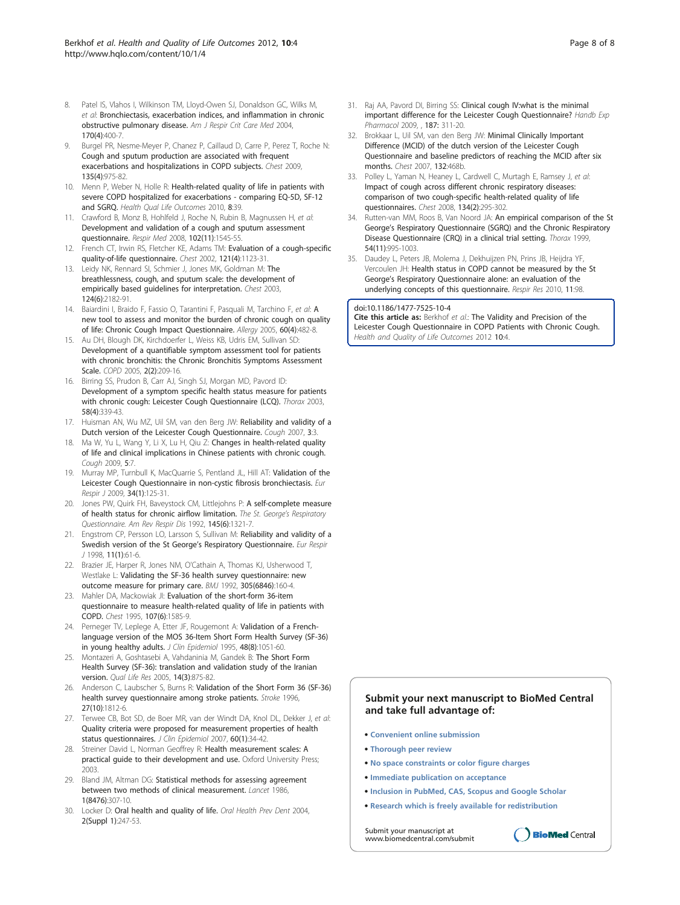8. Patel IS, Vlahos I, Wilkinson TM, Lloyd-Owen SJ, Donaldson GC, Wilks M, *et al*: **Bronchiectasis, exacerbation indices, and inflammation in chronic obstructive pulmonary disease.** *Am J Respir Crit Care Med* 2004, **170(4)**:400-7.
9. Burgel PR, Nesme-Meyer P, Chanez P, Caillaud D, Carre P, Perez T, Roche N: **Cough and sputum production are associated with frequent exacerbations and hospitalizations in COPD subjects.** *Chest* 2009, **135(4)**:975-82.
10. Menn P, Weber N, Holle R: **Health-related quality of life in patients with severe COPD hospitalized for exacerbations - comparing EQ-5D, SF-12 and SGRQ.** *Health Qual Life Outcomes* 2010, **8**:39.
11. Crawford B, Monz B, Hohlfeld J, Roche N, Rubin B, Magnussen H, *et al*: **Development and validation of a cough and sputum assessment questionnaire.** *Respir Med* 2008, **102(11)**:1545-55.
12. French CT, Irwin RS, Fletcher KE, Adams TM: **Evaluation of a cough-specific quality-of-life questionnaire.** *Chest* 2002, **121(4)**:1123-31.
13. Leidy NK, Rennard SI, Schmier J, Jones MK, Goldman M: **The breathlessness, cough, and sputum scale: the development of empirically based guidelines for interpretation.** *Chest* 2003, **124(6)**:2182-91.
14. Baiardini I, Braido F, Fassio O, Tarantini F, Pasquali M, Tarchino F, *et al*: **A new tool to assess and monitor the burden of chronic cough on quality of life: Chronic Cough Impact Questionnaire.** *Allergy* 2005, **60(4)**:482-8.
15. Au DH, Blough DK, Kirchdoerfer L, Weiss KB, Udris EM, Sullivan SD: **Development of a quantifiable symptom assessment tool for patients with chronic bronchitis: the Chronic Bronchitis Symptoms Assessment Scale.** *COPD* 2005, **2(2)**:209-16.
16. Birring SS, Prudon B, Carr AJ, Singh SJ, Morgan MD, Pavord ID: **Development of a symptom specific health status measure for patients with chronic cough: Leicester Cough Questionnaire (LCQ).** *Thorax* 2003, **58(4)**:339-43.
17. Huisman AN, Wu MZ, Uil SM, van den Berg JW: **Reliability and validity of a Dutch version of the Leicester Cough Questionnaire.** *Cough* 2007, **3**:3.
18. Ma W, Yu L, Wang Y, Li X, Lu H, Qiu Z: **Changes in health-related quality of life and clinical implications in Chinese patients with chronic cough.** *Cough* 2009, **5**:7.
19. Murray MP, Turnbull K, MacQuarrie S, Pentland JL, Hill AT: **Validation of the Leicester Cough Questionnaire in non-cystic fibrosis bronchiectasis.** *Eur Respir J* 2009, **34(1)**:125-31.
20. Jones PW, Quirk FH, Baveystock CM, Littlejohns P: **A self-complete measure of health status for chronic airflow limitation.** *The St. George's Respiratory Questionnaire. Am Rev Respir Dis* 1992, **145(6)**:1321-7.
21. Engstrom CP, Persson LO, Larsson S, Sullivan M: **Reliability and validity of a Swedish version of the St George's Respiratory Questionnaire.** *Eur Respir J* 1998, **11(1)**:61-6.
22. Brazier JE, Harper R, Jones NM, O'Cathain A, Thomas KJ, Usherwood T, Westlake L: **Validating the SF-36 health survey questionnaire: new outcome measure for primary care.** *BMJ* 1992, **305(6846)**:160-4.
23. Mahler DA, Mackowiak JI: **Evaluation of the short-form 36-item questionnaire to measure health-related quality of life in patients with COPD.** *Chest* 1995, **107(6)**:1585-9.
24. Perneger TV, Leplege A, Etter JF, Rougemont A: **Validation of a French-language version of the MOS 36-Item Short Form Health Survey (SF-36) in young healthy adults.** *J Clin Epidemiol* 1995, **48(8)**:1051-60.
25. Montazeri A, Goshtasebi A, Vahdaninia M, Gandek B: **The Short Form Health Survey (SF-36): translation and validation study of the Iranian version.** *Qual Life Res* 2005, **14(3)**:875-82.
26. Anderson C, Laubscher S, Burns R: **Validation of the Short Form 36 (SF-36) health survey questionnaire among stroke patients.** *Stroke* 1996, **27(10)**:1812-6.
27. Terwee CB, Bot SD, de Boer MR, van der Windt DA, Knol DL, Dekker J, *et al*: **Quality criteria were proposed for measurement properties of health status questionnaires.** *J Clin Epidemiol* 2007, **60(1)**:34-42.
28. Streiner David L, Norman Geoffrey R: **Health measurement scales: A practical guide to their development and use.** Oxford University Press; 2003.
29. Bland JM, Altman DG: **Statistical methods for assessing agreement between two methods of clinical measurement.** *Lancet* 1986, **1(8476)**:307-10.
30. Locker D: **Oral health and quality of life.** *Oral Health Prev Dent* 2004, **2(Suppl 1)**:247-53.
31. Raj AA, Pavord DI, Birring SS: **Clinical cough IV:what is the minimal important difference for the Leicester Cough Questionnaire?** *Handb Exp Pharmacol* 2009, , **187**: 311-20.
32. Brokkaar L, Uil SM, van den Berg JW: **Minimal Clinically Important Difference (MCID) of the dutch version of the Leicester Cough Questionnaire and baseline predictors of reaching the MCID after six months.** *Chest* 2007, **132**:468b.
33. Polley L, Yaman N, Heaney L, Cardwell C, Murtagh E, Ramsey J, *et al*: **Impact of cough across different chronic respiratory diseases: comparison of two cough-specific health-related quality of life questionnaires.** *Chest* 2008, **134(2)**:295-302.
34. Rutten-van MM, Roos B, Van Noord JA: **An empirical comparison of the St George's Respiratory Questionnaire (SGRQ) and the Chronic Respiratory Disease Questionnaire (CRQ) in a clinical trial setting.** *Thorax* 1999, **54(11)**:995-1003.
35. Daudey L, Peters JB, Molema J, Dekhuijzen PN, Prins JB, Heijdra YF, Vercoulen JH: **Health status in COPD cannot be measured by the St George's Respiratory Questionnaire alone: an evaluation of the underlying concepts of this questionnaire.** *Respir Res* 2010, **11**:98.

doi:10.1186/1477-7525-10-4
**Cite this article as:** Berkhof *et al.*: The Validity and Precision of the Leicester Cough Questionnaire in COPD Patients with Chronic Cough. *Health and Quality of Life Outcomes* 2012 **10**:4.

**Submit your next manuscript to BioMed Central and take full advantage of:**

- Convenient online submission
- Thorough peer review
- No space constraints or color figure charges
- Immediate publication on acceptance
- Inclusion in PubMed, CAS, Scopus and Google Scholar
- Research which is freely available for redistribution

Submit your manuscript at
www.biomedcentral.com/submit

BioMed Central